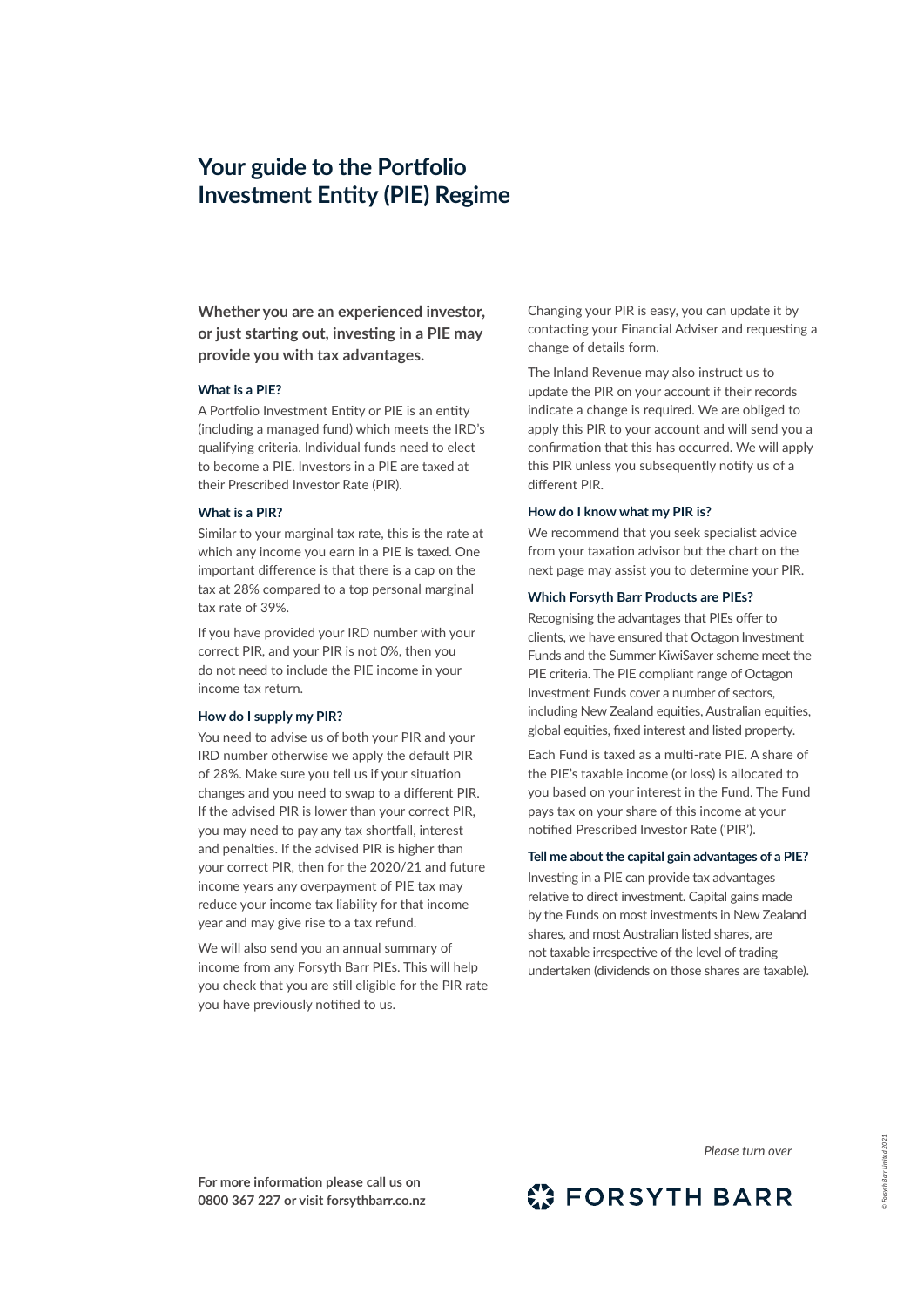# Your guide to the Portfolio Investment Entity (PIE) Regime

**Whether you are an experienced investor, or just starting out, investing in a PIE may provide you with tax advantages.**

### What is a PIE?

A Portfolio Investment Entity or PIE is an entity (including a managed fund) which meets the IRD's qualifying criteria. Individual funds need to elect to become a PIE. Investors in a PIE are taxed at their Prescribed Investor Rate (PIR).

### What is a PIR?

Similar to your marginal tax rate, this is the rate at which any income you earn in a PIE is taxed. One important difference is that there is a cap on the tax at 28% compared to a top personal marginal tax rate of 39%.

If you have provided your IRD number with your correct PIR, and your PIR is not 0%, then you do not need to include the PIE income in your income tax return.

### How do I supply my PIR?

You need to advise us of both your PIR and your IRD number otherwise we apply the default PIR of 28%. Make sure you tell us if your situation changes and you need to swap to a different PIR. If the advised PIR is lower than your correct PIR, you may need to pay any tax shortfall, interest and penalties. If the advised PIR is higher than your correct PIR, then for the 2020/21 and future income years any overpayment of PIE tax may reduce your income tax liability for that income year and may give rise to a tax refund.

We will also send you an annual summary of income from any Forsyth Barr PIEs. This will help you check that you are still eligible for the PIR rate you have previously notified to us.

Changing your PIR is easy, you can update it by contacting your Financial Adviser and requesting a change of details form.

The Inland Revenue may also instruct us to update the PIR on your account if their records indicate a change is required. We are obliged to apply this PIR to your account and will send you a confirmation that this has occurred. We will apply this PIR unless you subsequently notify us of a different PIR.

### How do I know what my PIR is?

We recommend that you seek specialist advice from your taxation advisor but the chart on the next page may assist you to determine your PIR.

### Which Forsyth Barr Products are PIEs?

Recognising the advantages that PIEs offer to clients, we have ensured that Octagon Investment Funds and the Summer KiwiSaver scheme meet the PIE criteria. The PIE compliant range of Octagon Investment Funds cover a number of sectors, including New Zealand equities, Australian equities, global equities, fixed interest and listed property.

Each Fund is taxed as a multi-rate PIE. A share of the PIE's taxable income (or loss) is allocated to you based on your interest in the Fund. The Fund pays tax on your share of this income at your notified Prescribed Investor Rate ('PIR').

### Tell me about the capital gain advantages of a PIE?

Investing in a PIE can provide tax advantages relative to direct investment. Capital gains made by the Funds on most investments in New Zealand shares, and most Australian listed shares, are not taxable irrespective of the level of trading undertaken (dividends on those shares are taxable).

*Please turn over*

**For more information please call us on 0800 367 227 or visit forsythbarr.co.nz**

FORSYTH BARR

*© Forsyth Barr Limited 2021*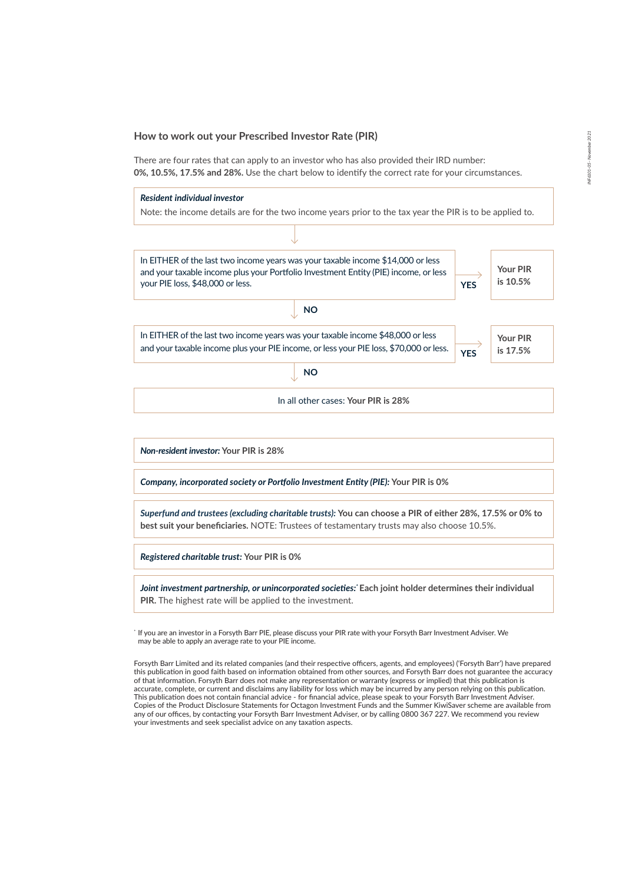## How to work out your Prescribed Investor Rate (PIR)

There are four rates that can apply to an investor who has also provided their IRD number: **0%, 10.5%, 17.5% and 28%.** Use the chart below to identify the correct rate for your circumstances.

***Resident individual investor***

Note: the income details are for the two income years prior to the tax year the PIR is to be applied to.

In EITHER of the last two income years was your taxable income $14,000 or less and your taxable income plus your Portfolio Investment Entity (PIE) income, or less your PIE loss, $48,000 or less.

**YES** → **Your PIR is 10.5%**

**NO** ↓

In EITHER of the last two income years was your taxable income $48,000 or less and your taxable income plus your PIE income, or less your PIE loss, $70,000 or less.

**YES** → **Your PIR is 17.5%**

**NO** ↓

In all other cases: **Your PIR is 28%**

***Non-resident investor:*** **Your PIR is 28%**

***Company, incorporated society or Portfolio Investment Entity (PIE):*** **Your PIR is 0%**

***Superfund and trustees (excluding charitable trusts):*** **You can choose a PIR of either 28%, 17.5% or 0% to best suit your beneficiaries.** NOTE: Trustees of testamentary trusts may also choose 10.5%.

***Registered charitable trust:*** **Your PIR is 0%**

***Joint investment partnership, or unincorporated societies:**** **Each joint holder determines their individual PIR.** The highest rate will be applied to the investment.

\* If you are an investor in a Forsyth Barr PIE, please discuss your PIR rate with your Forsyth Barr Investment Adviser. We may be able to apply an average rate to your PIE income.

Forsyth Barr Limited and its related companies (and their respective officers, agents, and employees) ('Forsyth Barr') have prepared this publication in good faith based on information obtained from other sources, and Forsyth Barr does not guarantee the accuracy of that information. Forsyth Barr does not make any representation or warranty (express or implied) that this publication is accurate, complete, or current and disclaims any liability for loss which may be incurred by any person relying on this publication. This publication does not contain financial advice - for financial advice, please speak to your Forsyth Barr Investment Adviser. Copies of the Product Disclosure Statements for Octagon Investment Funds and the Summer KiwiSaver scheme are available from any of our offices, by contacting your Forsyth Barr Investment Adviser, or by calling 0800 367 227. We recommend you review your investments and seek specialist advice on any taxation aspects.